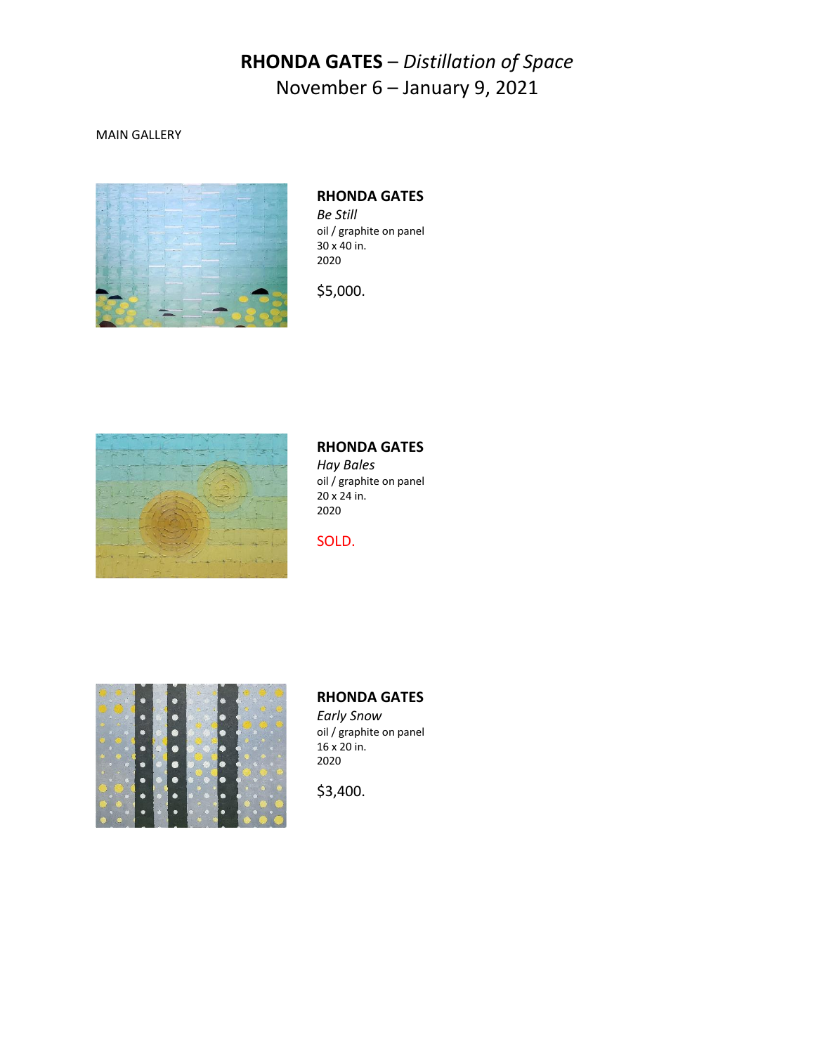# **RHONDA GATES** – *Distillation of Space*

November 6 – January 9, 2021

MAIN GALLERY

**RHONDA GATES**
*Be Still*
oil / graphite on panel
30 x 40 in.
2020

$5,000.

**RHONDA GATES**
*Hay Bales*
oil / graphite on panel
20 x 24 in.
2020

SOLD.

**RHONDA GATES**
*Early Snow*
oil / graphite on panel
16 x 20 in.
2020

$3,400.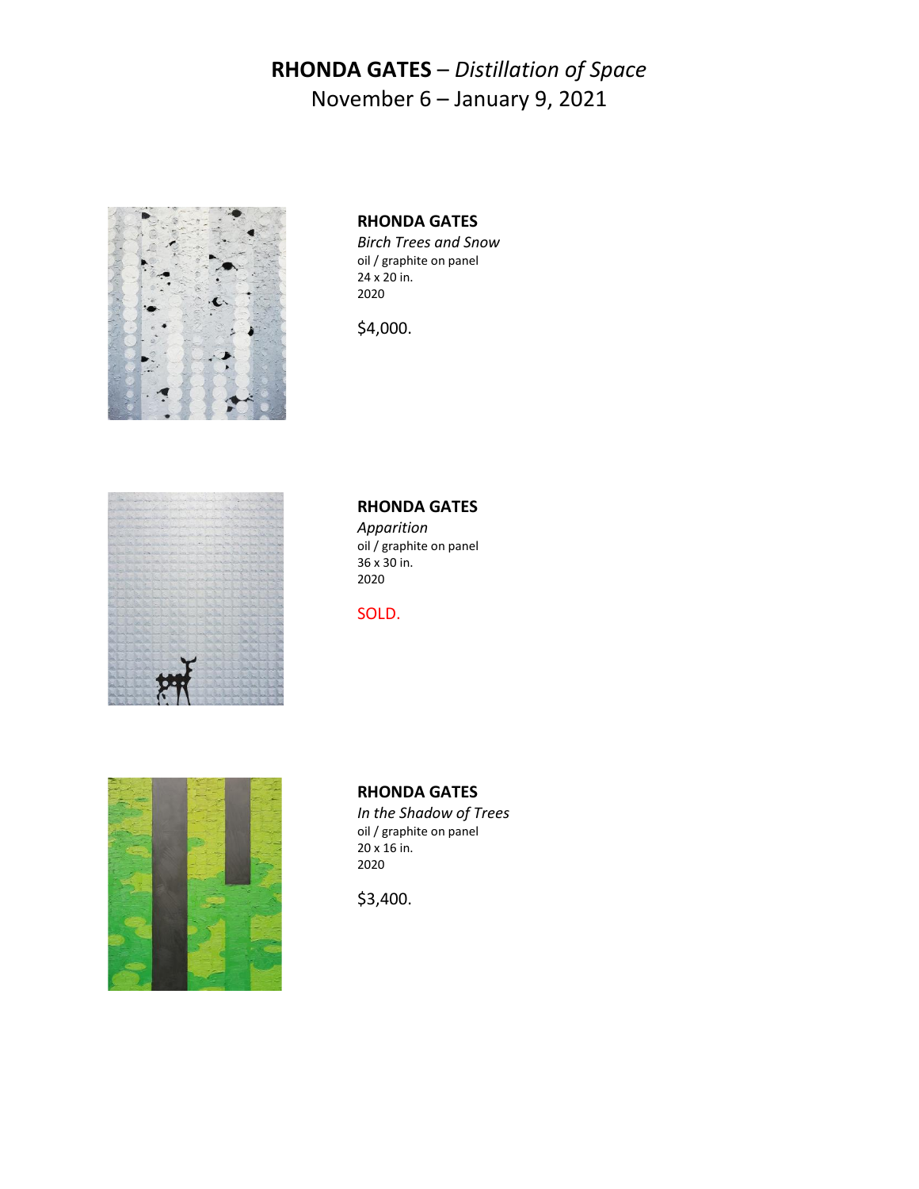**RHONDA GATES** – *Distillation of Space*
November 6 – January 9, 2021

**RHONDA GATES**
*Birch Trees and Snow*
oil / graphite on panel
24 x 20 in.
2020

$4,000.

**RHONDA GATES**
*Apparition*
oil / graphite on panel
36 x 30 in.
2020

SOLD.

**RHONDA GATES**
*In the Shadow of Trees*
oil / graphite on panel
20 x 16 in.
2020

$3,400.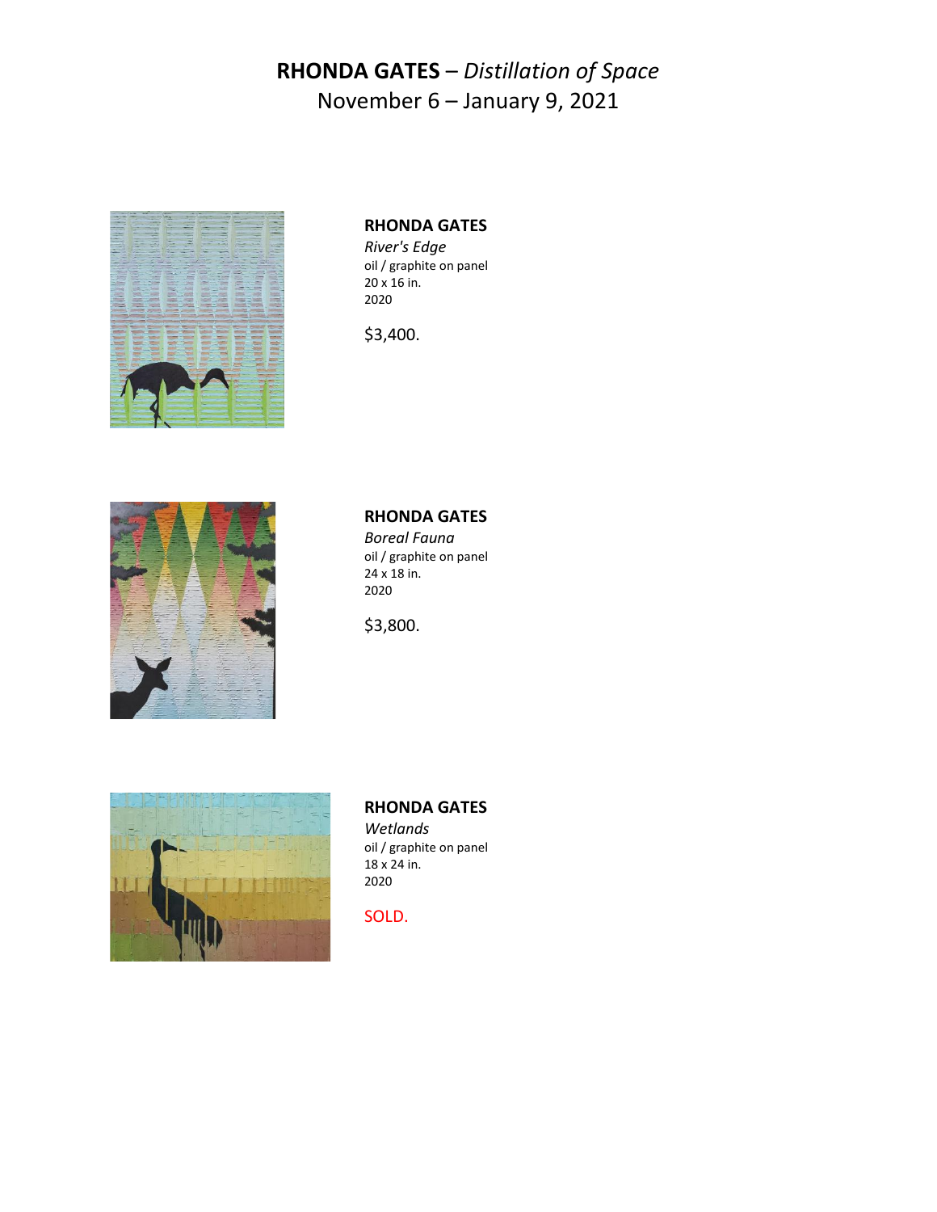# **RHONDA GATES** – *Distillation of Space*

November 6 – January 9, 2021

**RHONDA GATES**
*River's Edge*
oil / graphite on panel
20 x 16 in.
2020

$3,400.

**RHONDA GATES**
*Boreal Fauna*
oil / graphite on panel
24 x 18 in.
2020

$3,800.

**RHONDA GATES**
*Wetlands*
oil / graphite on panel
18 x 24 in.
2020

SOLD.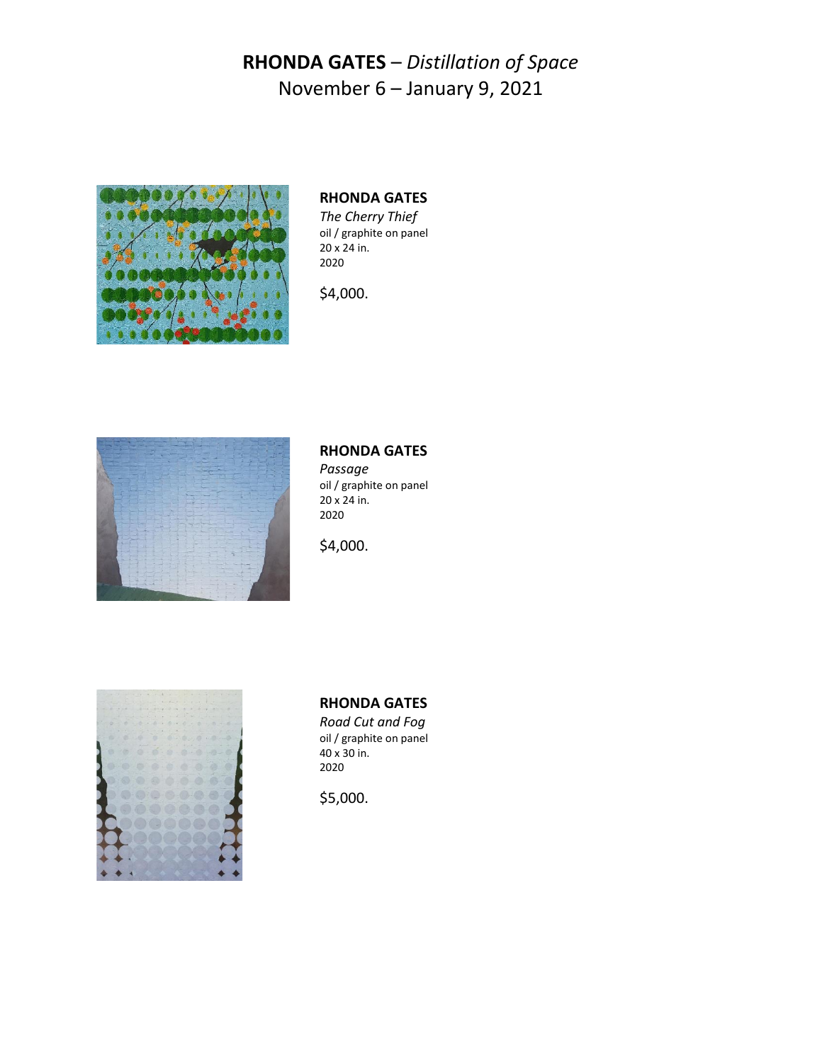# **RHONDA GATES** – *Distillation of Space*

November 6 – January 9, 2021

**RHONDA GATES**
*The Cherry Thief*
oil / graphite on panel
20 x 24 in.
2020

$4,000.

**RHONDA GATES**
*Passage*
oil / graphite on panel
20 x 24 in.
2020

$4,000.

**RHONDA GATES**
*Road Cut and Fog*
oil / graphite on panel
40 x 30 in.
2020

$5,000.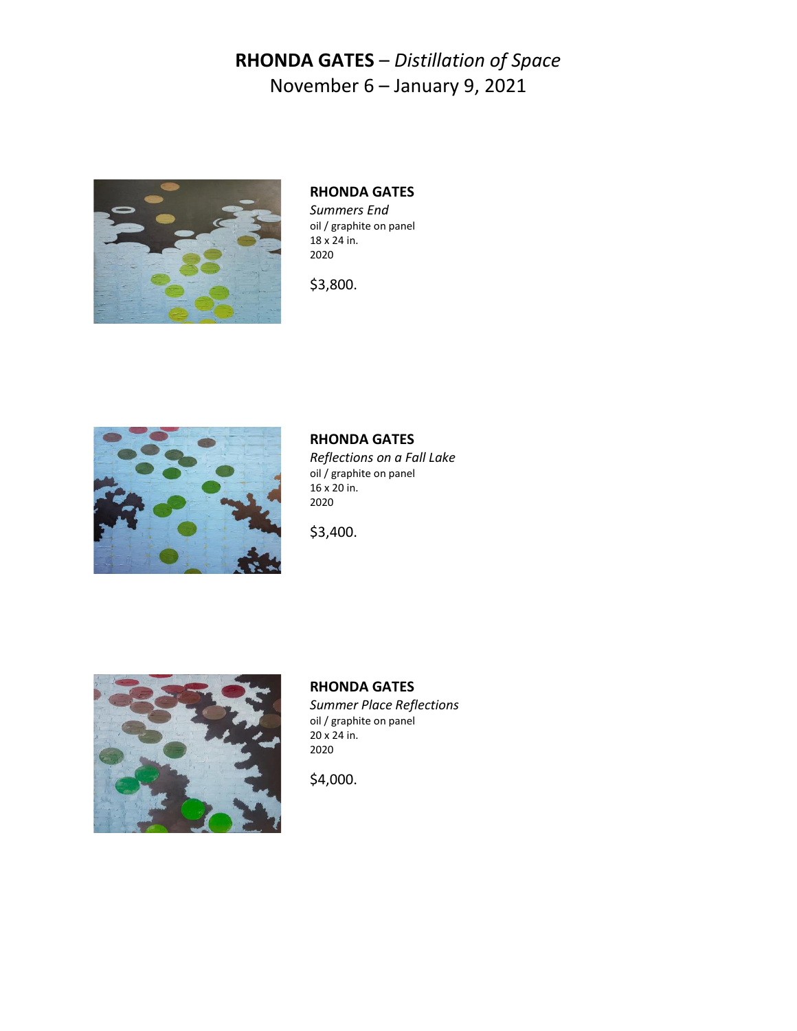**RHONDA GATES** – *Distillation of Space*
November 6 – January 9, 2021

**RHONDA GATES**
*Summers End*
oil / graphite on panel
18 x 24 in.
2020

$3,800.

**RHONDA GATES**
*Reflections on a Fall Lake*
oil / graphite on panel
16 x 20 in.
2020

$3,400.

**RHONDA GATES**
*Summer Place Reflections*
oil / graphite on panel
20 x 24 in.
2020

$4,000.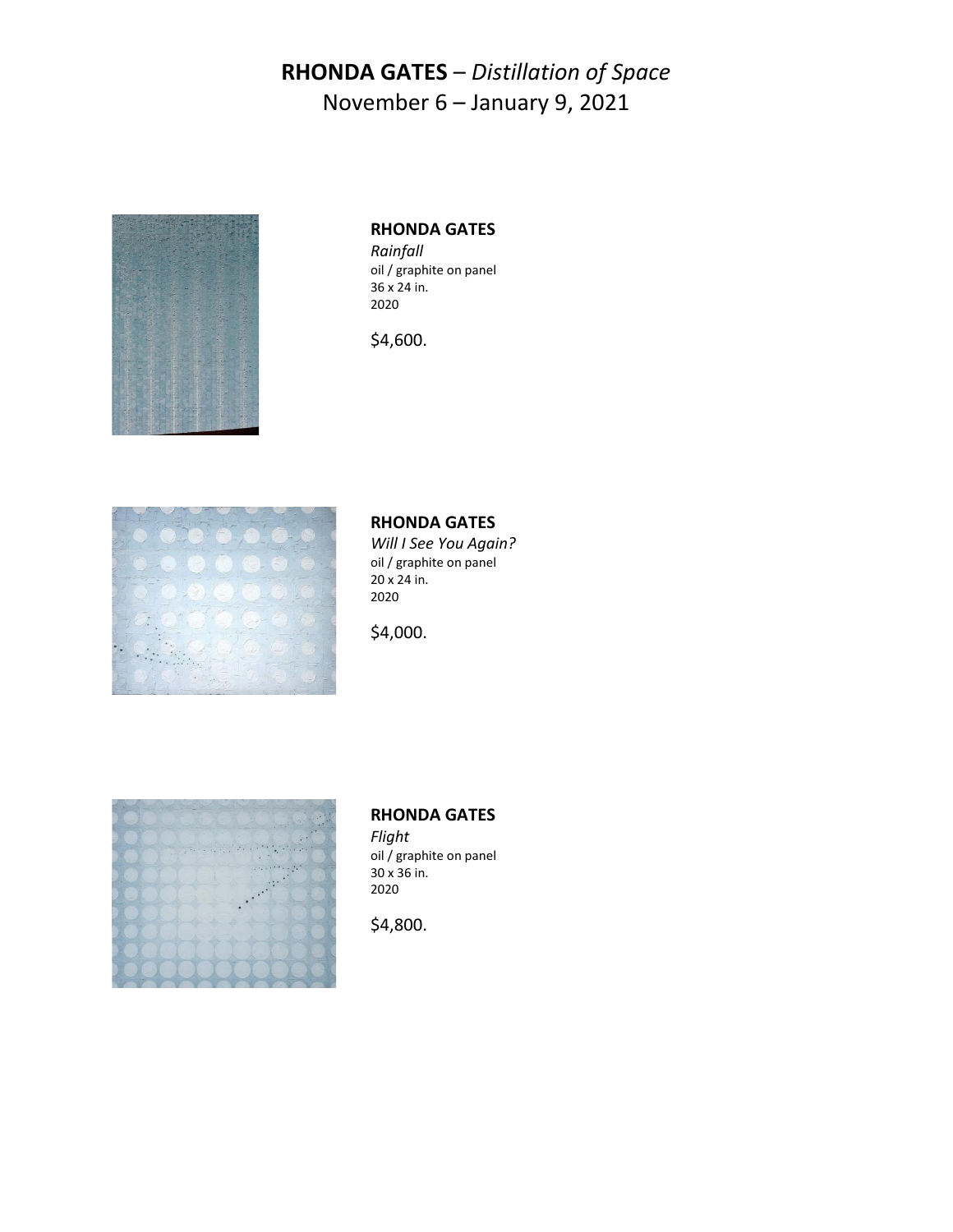# **RHONDA GATES** – *Distillation of Space*

November 6 – January 9, 2021

**RHONDA GATES**
*Rainfall*
oil / graphite on panel
36 x 24 in.
2020

$4,600.

**RHONDA GATES**
*Will I See You Again?*
oil / graphite on panel
20 x 24 in.
2020

$4,000.

**RHONDA GATES**
*Flight*
oil / graphite on panel
30 x 36 in.
2020

$4,800.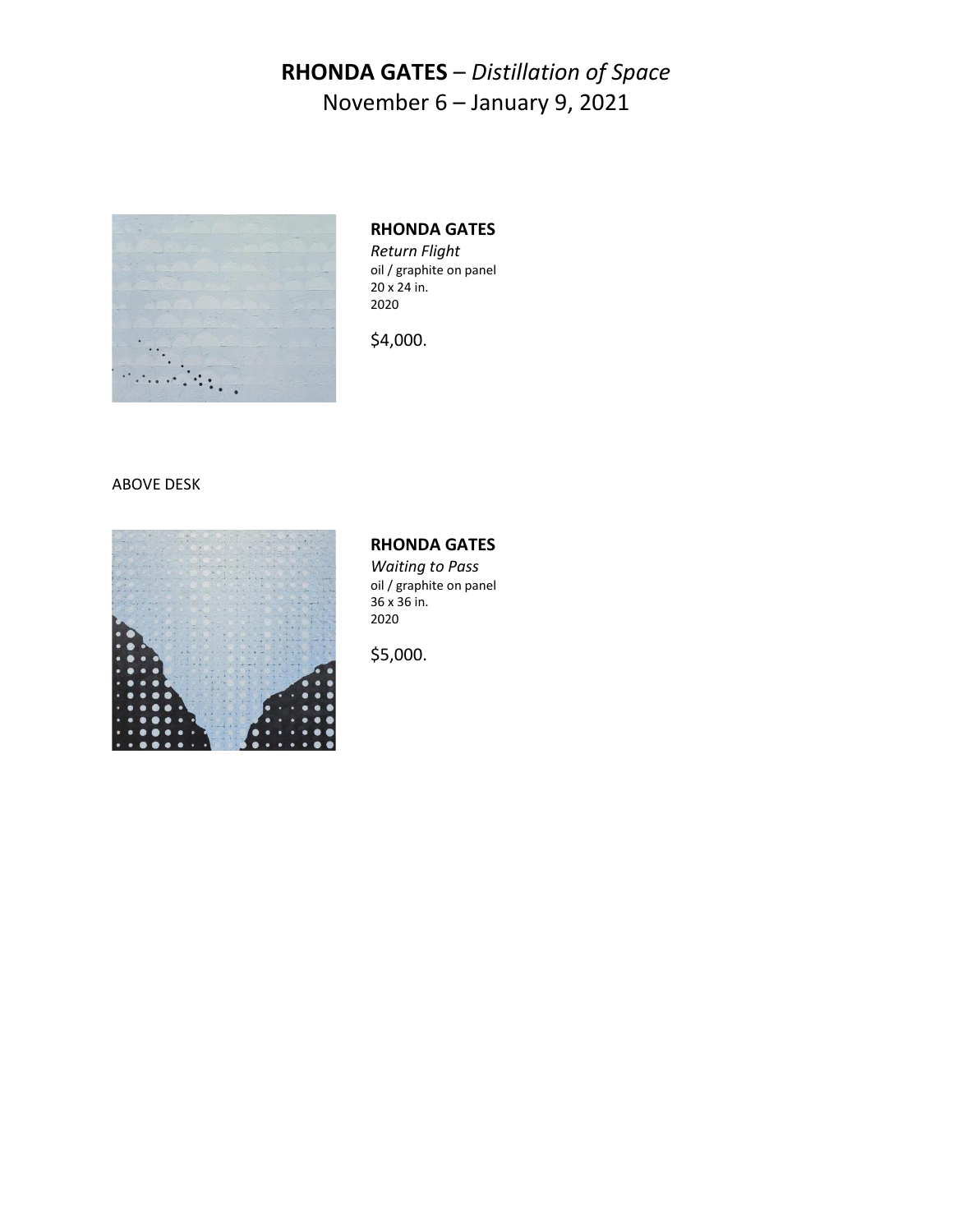# **RHONDA GATES** – *Distillation of Space*

November 6 – January 9, 2021

**RHONDA GATES**
*Return Flight*
oil / graphite on panel
20 x 24 in.
2020

$4,000.

ABOVE DESK

**RHONDA GATES**
*Waiting to Pass*
oil / graphite on panel
36 x 36 in.
2020

$5,000.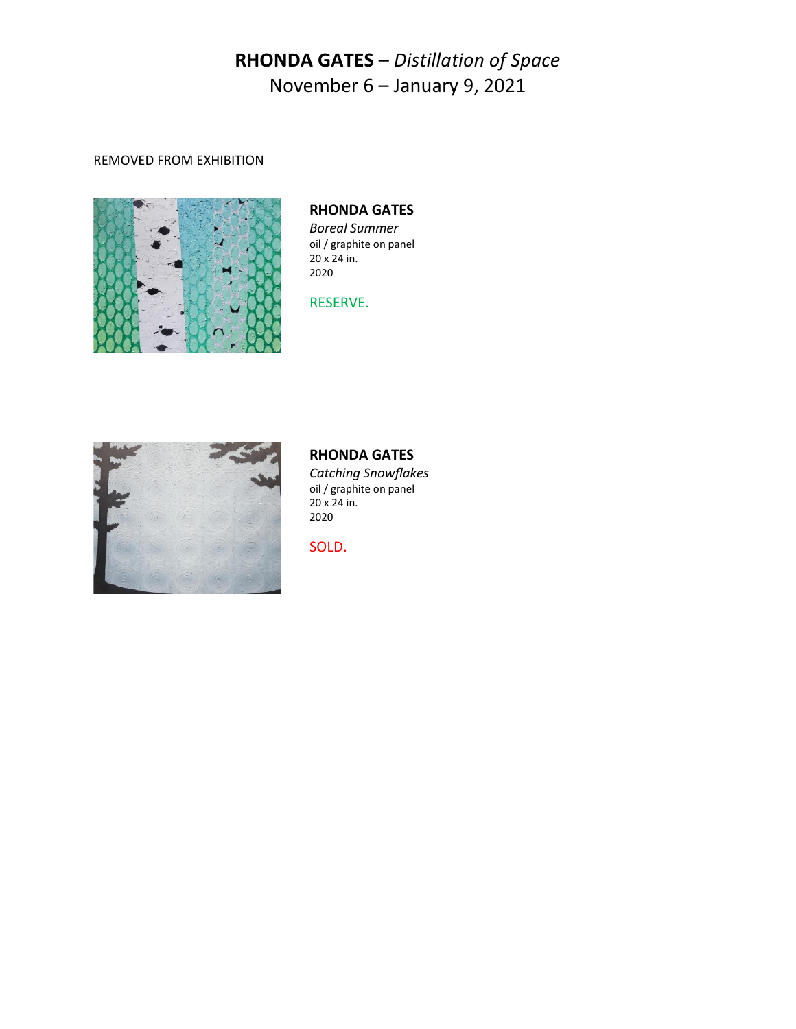# **RHONDA GATES** – *Distillation of Space*

November 6 – January 9, 2021

REMOVED FROM EXHIBITION

**RHONDA GATES**
*Boreal Summer*
oil / graphite on panel
20 x 24 in.
2020

RESERVE.

**RHONDA GATES**
*Catching Snowflakes*
oil / graphite on panel
20 x 24 in.
2020

SOLD.